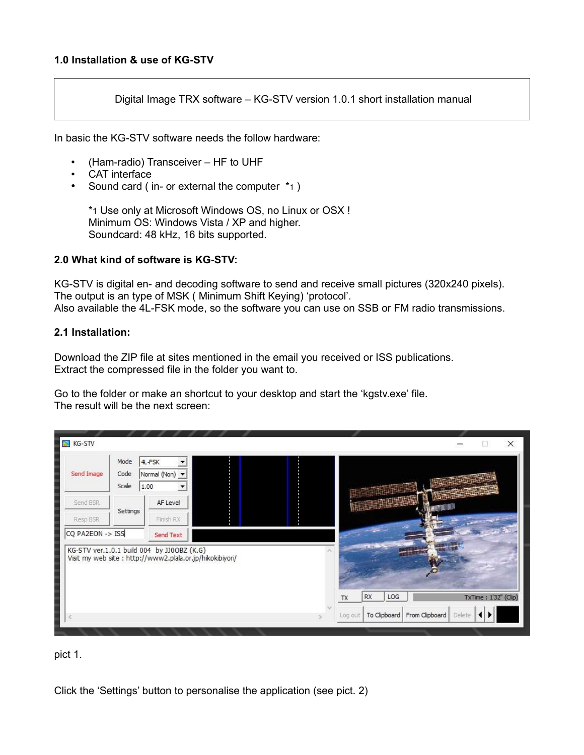## 1.0 Installation & use of KG-STV

| Digital Image TRX software – KG-STV version 1.0.1 short installation manual |
|---|

In basic the KG-STV software needs the follow hardware:

- (Ham-radio) Transceiver – HF to UHF
- CAT interface
- Sound card ( in- or external the computer *1 )

  *1 Use only at Microsoft Windows OS, no Linux or OSX !
  Minimum OS: Windows Vista / XP and higher.
  Soundcard: 48 kHz, 16 bits supported.

## 2.0 What kind of software is KG-STV:

KG-STV is digital en- and decoding software to send and receive small pictures (320x240 pixels).
The output is an type of MSK ( Minimum Shift Keying) 'protocol'.
Also available the 4L-FSK mode, so the software you can use on SSB or FM radio transmissions.

### 2.1 Installation:

Download the ZIP file at sites mentioned in the email you received or ISS publications.
Extract the compressed file in the folder you want to.

Go to the folder or make an shortcut to your desktop and start the 'kgstv.exe' file.
The result will be the next screen:

pict 1.

Click the 'Settings' button to personalise the application (see pict. 2)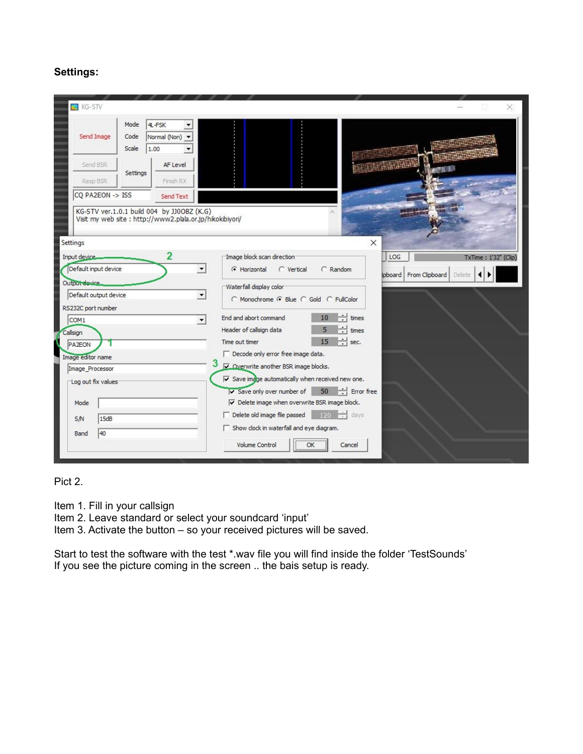**Settings:**

Pict 2.

Item 1. Fill in your callsign
Item 2. Leave standard or select your soundcard ‘input’
Item 3. Activate the button – so your received pictures will be saved.

Start to test the software with the test *.wav file you will find inside the folder ‘TestSounds’
If you see the picture coming in the screen .. the bais setup is ready.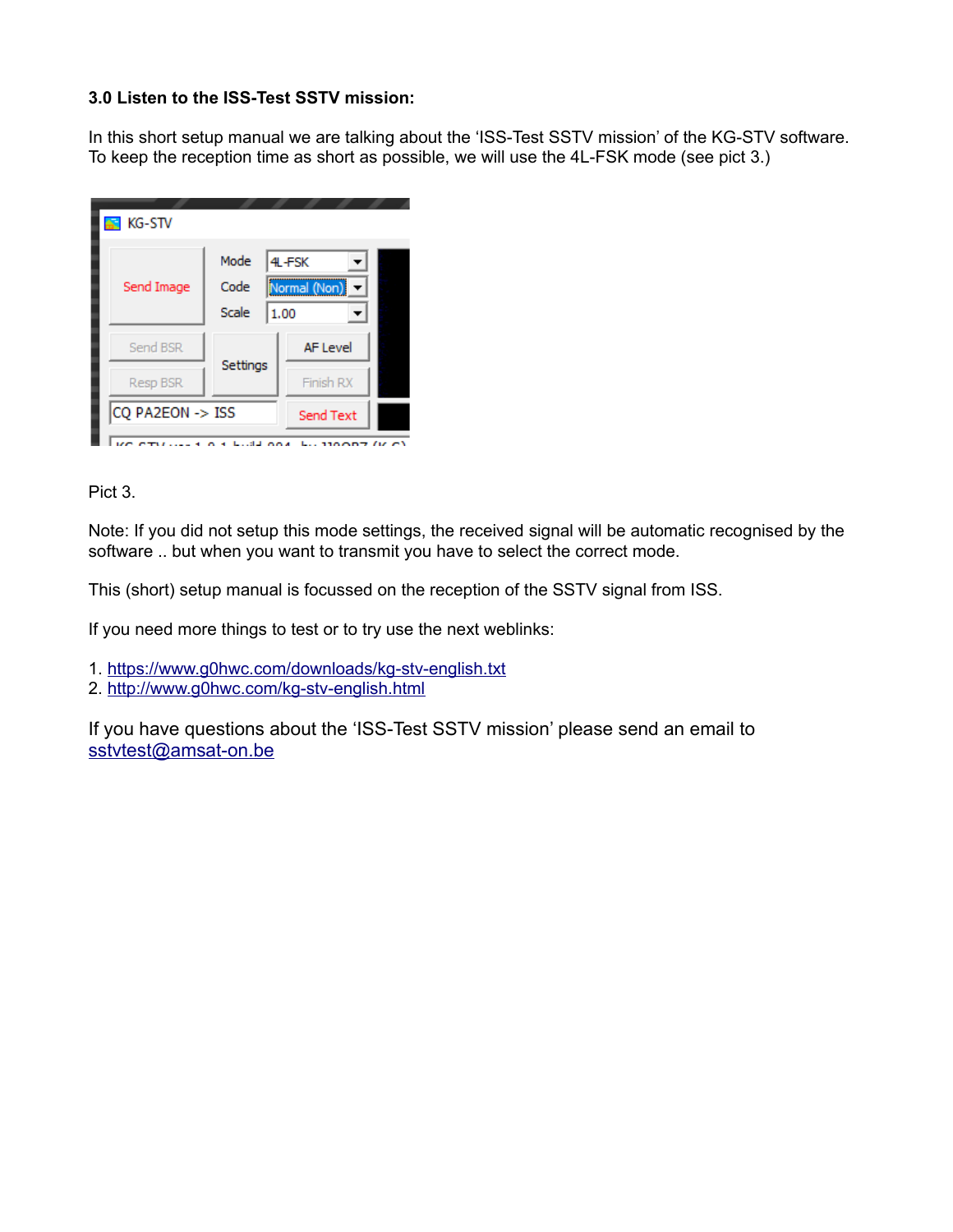**3.0 Listen to the ISS-Test SSTV mission:**

In this short setup manual we are talking about the 'ISS-Test SSTV mission' of the KG-STV software. To keep the reception time as short as possible, we will use the 4L-FSK mode (see pict 3.)

Pict 3.

Note: If you did not setup this mode settings, the received signal will be automatic recognised by the software .. but when you want to transmit you have to select the correct mode.

This (short) setup manual is focussed on the reception of the SSTV signal from ISS.

If you need more things to test or to try use the next weblinks:

1. https://www.g0hwc.com/downloads/kg-stv-english.txt
2. http://www.g0hwc.com/kg-stv-english.html

If you have questions about the 'ISS-Test SSTV mission' please send an email to sstvtest@amsat-on.be